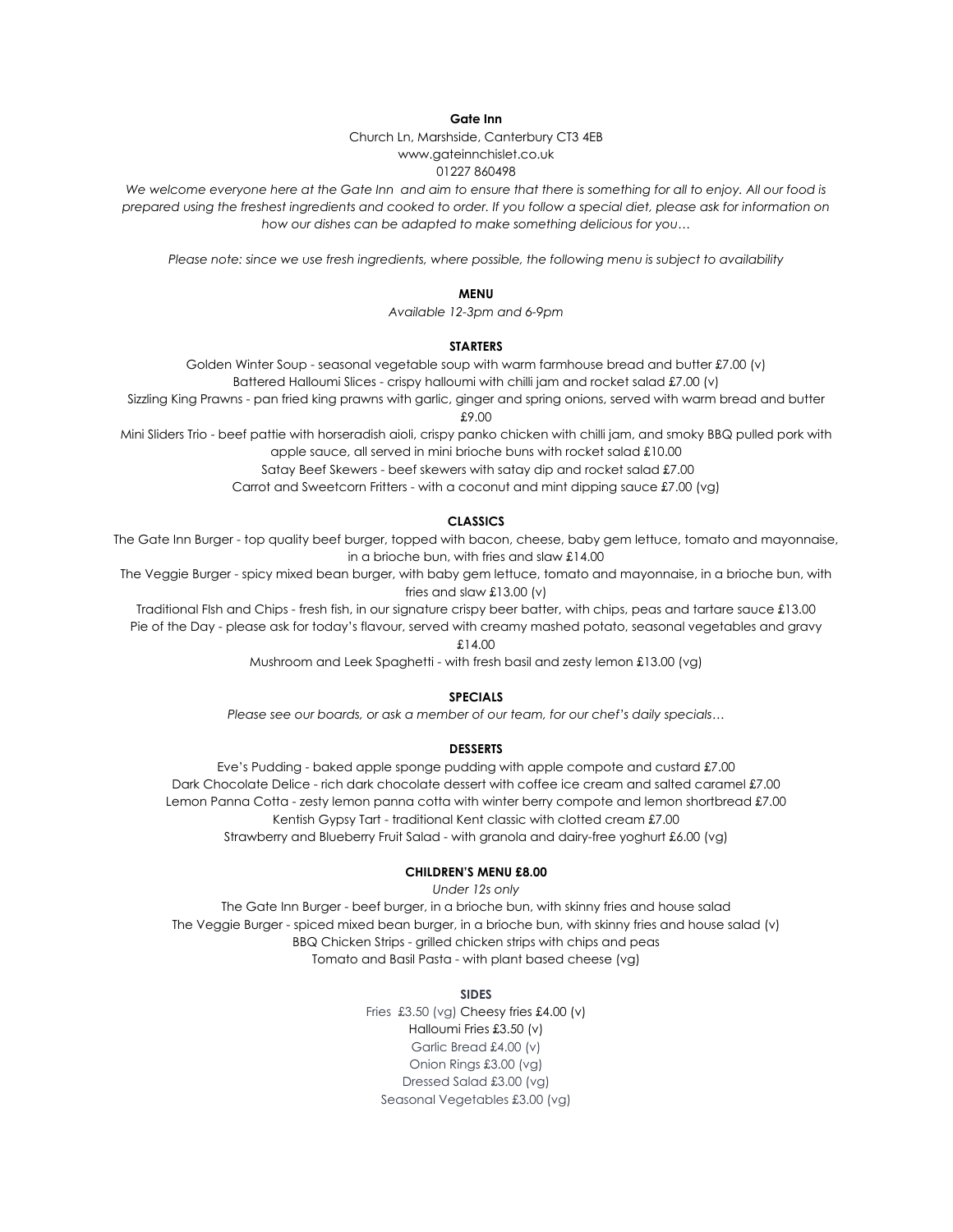**Gate Inn**

Church Ln, Marshside, Canterbury CT3 4EB

www.gateinnchislet.co.uk

01227 860498

*We welcome everyone here at the Gate Inn and aim to ensure that there is something for all to enjoy. All our food is prepared using the freshest ingredients and cooked to order. If you follow a special diet, please ask for information on how our dishes can be adapted to make something delicious for you…*

*Please note: since we use fresh ingredients, where possible, the following menu is subject to availability*

## MENU

*Available 12-3pm and 6-9pm*

### STARTERS

Golden Winter Soup - seasonal vegetable soup with warm farmhouse bread and butter £7.00 (v)

Battered Halloumi Slices - crispy halloumi with chilli jam and rocket salad £7.00 (v)

Sizzling King Prawns - pan fried king prawns with garlic, ginger and spring onions, served with warm bread and butter £9.00

Mini Sliders Trio - beef pattie with horseradish aioli, crispy panko chicken with chilli jam, and smoky BBQ pulled pork with apple sauce, all served in mini brioche buns with rocket salad £10.00

Satay Beef Skewers - beef skewers with satay dip and rocket salad £7.00

Carrot and Sweetcorn Fritters - with a coconut and mint dipping sauce £7.00 (vg)

### CLASSICS

The Gate Inn Burger - top quality beef burger, topped with bacon, cheese, baby gem lettuce, tomato and mayonnaise, in a brioche bun, with fries and slaw £14.00

The Veggie Burger - spicy mixed bean burger, with baby gem lettuce, tomato and mayonnaise, in a brioche bun, with fries and slaw £13.00 (v)

Traditional FIsh and Chips - fresh fish, in our signature crispy beer batter, with chips, peas and tartare sauce £13.00

Pie of the Day - please ask for today's flavour, served with creamy mashed potato, seasonal vegetables and gravy £14.00

Mushroom and Leek Spaghetti - with fresh basil and zesty lemon £13.00 (vg)

### SPECIALS

*Please see our boards, or ask a member of our team, for our chef's daily specials…*

### DESSERTS

Eve's Pudding - baked apple sponge pudding with apple compote and custard £7.00

Dark Chocolate Delice - rich dark chocolate dessert with coffee ice cream and salted caramel £7.00

Lemon Panna Cotta - zesty lemon panna cotta with winter berry compote and lemon shortbread £7.00

Kentish Gypsy Tart - traditional Kent classic with clotted cream £7.00

Strawberry and Blueberry Fruit Salad - with granola and dairy-free yoghurt £6.00 (vg)

### CHILDREN'S MENU £8.00

*Under 12s only*

The Gate Inn Burger - beef burger, in a brioche bun, with skinny fries and house salad

The Veggie Burger - spiced mixed bean burger, in a brioche bun, with skinny fries and house salad (v)

BBQ Chicken Strips - grilled chicken strips with chips and peas

Tomato and Basil Pasta - with plant based cheese (vg)

### SIDES

Fries £3.50 (vg) Cheesy fries £4.00 (v)

Halloumi Fries £3.50 (v)

Garlic Bread £4.00 (v)

Onion Rings £3.00 (vg)

Dressed Salad £3.00 (vg)

Seasonal Vegetables £3.00 (vg)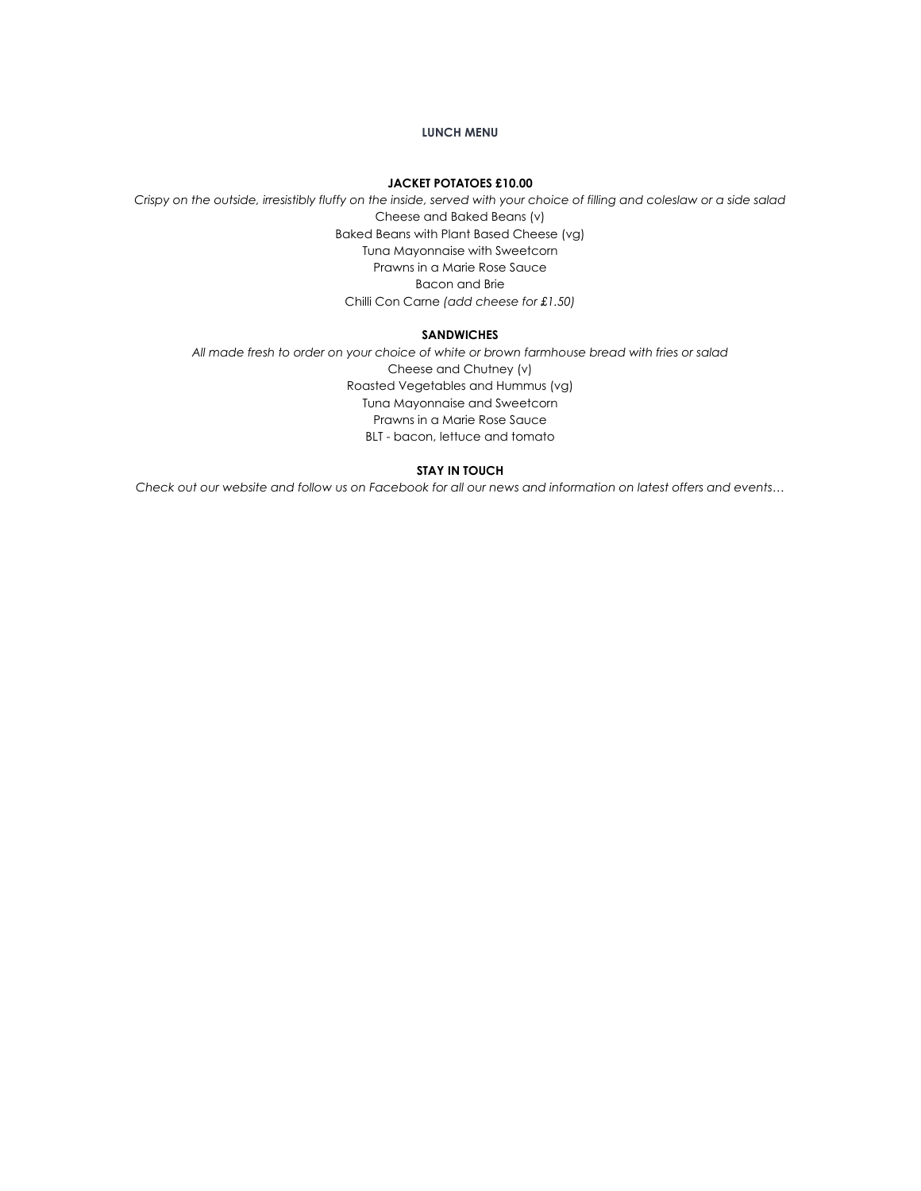# LUNCH MENU

## JACKET POTATOES £10.00

*Crispy on the outside, irresistibly fluffy on the inside, served with your choice of filling and coleslaw or a side salad*

Cheese and Baked Beans (v)

Baked Beans with Plant Based Cheese (vg)

Tuna Mayonnaise with Sweetcorn

Prawns in a Marie Rose Sauce

Bacon and Brie

Chilli Con Carne *(add cheese for £1.50)*

## SANDWICHES

*All made fresh to order on your choice of white or brown farmhouse bread with fries or salad*

Cheese and Chutney (v)

Roasted Vegetables and Hummus (vg)

Tuna Mayonnaise and Sweetcorn

Prawns in a Marie Rose Sauce

BLT - bacon, lettuce and tomato

## STAY IN TOUCH

*Check out our website and follow us on Facebook for all our news and information on latest offers and events…*